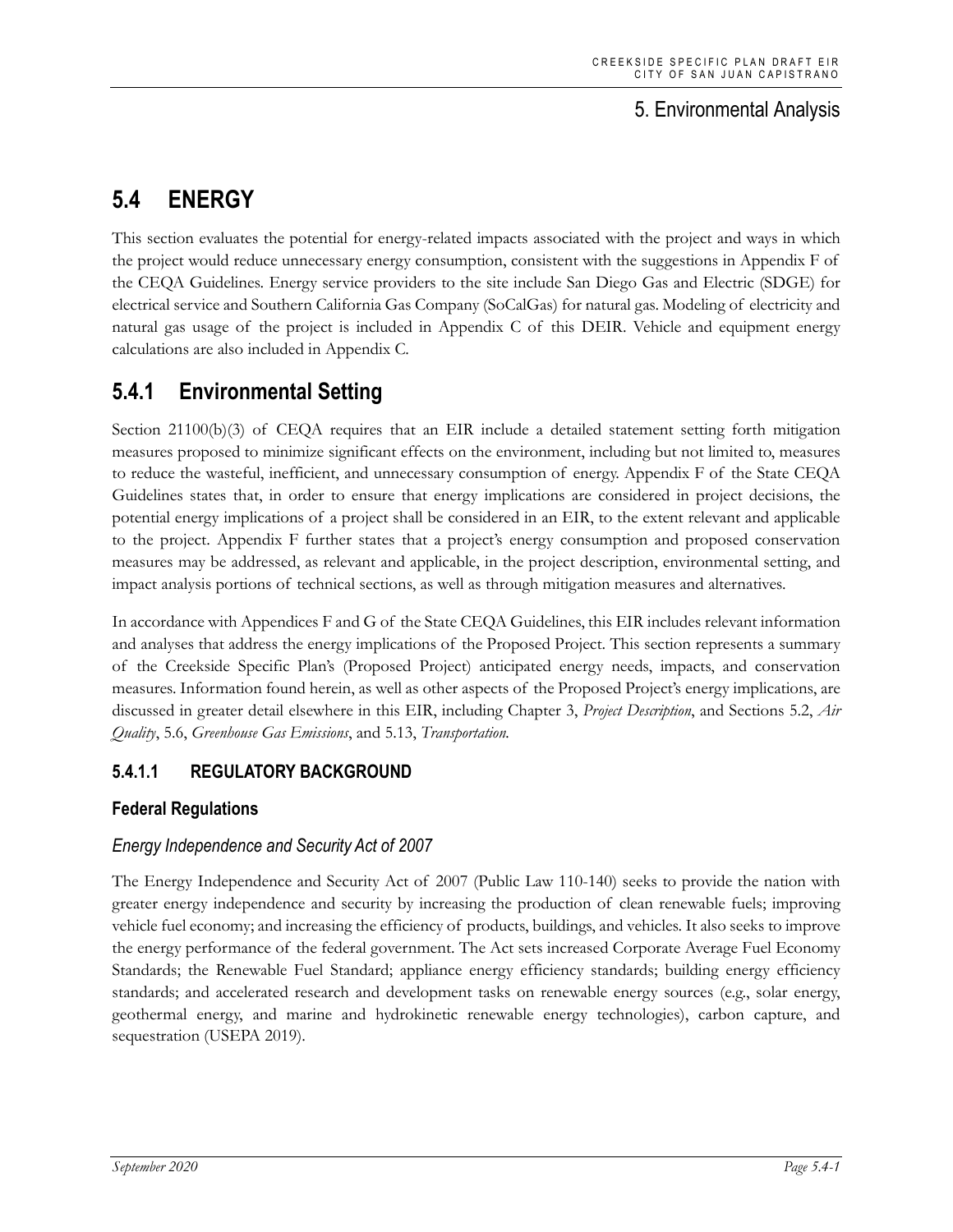# 5. Environmental Analysis

# 5.4 ENERGY

This section evaluates the potential for energy-related impacts associated with the project and ways in which the project would reduce unnecessary energy consumption, consistent with the suggestions in Appendix F of the CEQA Guidelines. Energy service providers to the site include San Diego Gas and Electric (SDGE) for electrical service and Southern California Gas Company (SoCalGas) for natural gas. Modeling of electricity and natural gas usage of the project is included in Appendix C of this DEIR. Vehicle and equipment energy calculations are also included in Appendix C.

## 5.4.1 Environmental Setting

Section 21100(b)(3) of CEQA requires that an EIR include a detailed statement setting forth mitigation measures proposed to minimize significant effects on the environment, including but not limited to, measures to reduce the wasteful, inefficient, and unnecessary consumption of energy. Appendix F of the State CEQA Guidelines states that, in order to ensure that energy implications are considered in project decisions, the potential energy implications of a project shall be considered in an EIR, to the extent relevant and applicable to the project. Appendix F further states that a project's energy consumption and proposed conservation measures may be addressed, as relevant and applicable, in the project description, environmental setting, and impact analysis portions of technical sections, as well as through mitigation measures and alternatives.

In accordance with Appendices F and G of the State CEQA Guidelines, this EIR includes relevant information and analyses that address the energy implications of the Proposed Project. This section represents a summary of the Creekside Specific Plan's (Proposed Project) anticipated energy needs, impacts, and conservation measures. Information found herein, as well as other aspects of the Proposed Project's energy implications, are discussed in greater detail elsewhere in this EIR, including Chapter 3, *Project Description*, and Sections 5.2, *Air Quality*, 5.6, *Greenhouse Gas Emissions*, and 5.13, *Transportation.*

### 5.4.1.1 REGULATORY BACKGROUND

#### Federal Regulations

##### *Energy Independence and Security Act of 2007*

The Energy Independence and Security Act of 2007 (Public Law 110-140) seeks to provide the nation with greater energy independence and security by increasing the production of clean renewable fuels; improving vehicle fuel economy; and increasing the efficiency of products, buildings, and vehicles. It also seeks to improve the energy performance of the federal government. The Act sets increased Corporate Average Fuel Economy Standards; the Renewable Fuel Standard; appliance energy efficiency standards; building energy efficiency standards; and accelerated research and development tasks on renewable energy sources (e.g., solar energy, geothermal energy, and marine and hydrokinetic renewable energy technologies), carbon capture, and sequestration (USEPA 2019).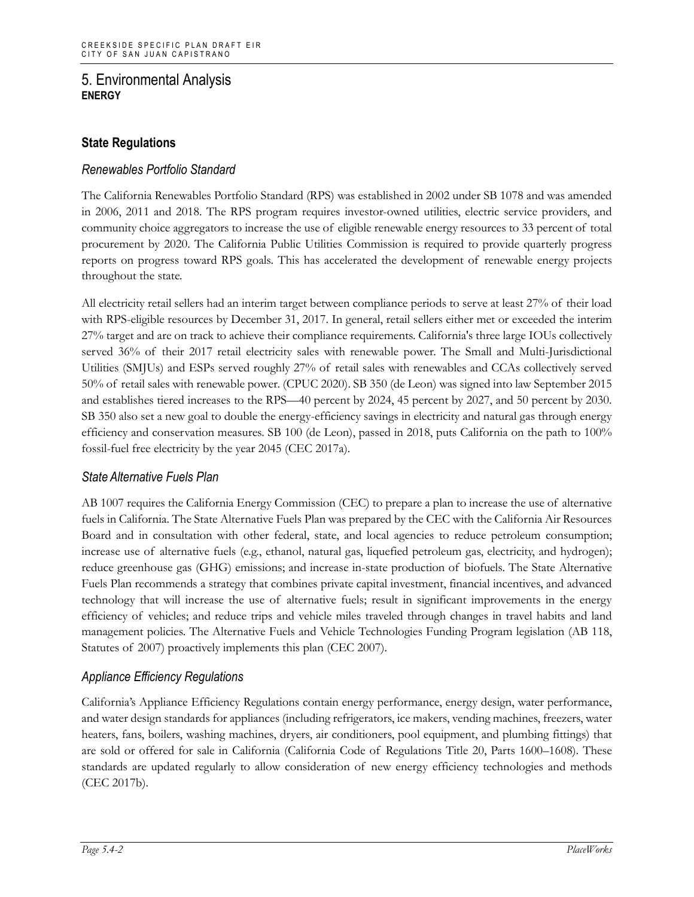# 5. Environmental Analysis

**ENERGY**

## State Regulations

### *Renewables Portfolio Standard*

The California Renewables Portfolio Standard (RPS) was established in 2002 under SB 1078 and was amended in 2006, 2011 and 2018. The RPS program requires investor-owned utilities, electric service providers, and community choice aggregators to increase the use of eligible renewable energy resources to 33 percent of total procurement by 2020. The California Public Utilities Commission is required to provide quarterly progress reports on progress toward RPS goals. This has accelerated the development of renewable energy projects throughout the state.

All electricity retail sellers had an interim target between compliance periods to serve at least 27% of their load with RPS-eligible resources by December 31, 2017. In general, retail sellers either met or exceeded the interim 27% target and are on track to achieve their compliance requirements. California's three large IOUs collectively served 36% of their 2017 retail electricity sales with renewable power. The Small and Multi-Jurisdictional Utilities (SMJUs) and ESPs served roughly 27% of retail sales with renewables and CCAs collectively served 50% of retail sales with renewable power. (CPUC 2020). SB 350 (de Leon) was signed into law September 2015 and establishes tiered increases to the RPS—40 percent by 2024, 45 percent by 2027, and 50 percent by 2030. SB 350 also set a new goal to double the energy-efficiency savings in electricity and natural gas through energy efficiency and conservation measures. SB 100 (de Leon), passed in 2018, puts California on the path to 100% fossil-fuel free electricity by the year 2045 (CEC 2017a).

### *State Alternative Fuels Plan*

AB 1007 requires the California Energy Commission (CEC) to prepare a plan to increase the use of alternative fuels in California. The State Alternative Fuels Plan was prepared by the CEC with the California Air Resources Board and in consultation with other federal, state, and local agencies to reduce petroleum consumption; increase use of alternative fuels (e.g., ethanol, natural gas, liquefied petroleum gas, electricity, and hydrogen); reduce greenhouse gas (GHG) emissions; and increase in-state production of biofuels. The State Alternative Fuels Plan recommends a strategy that combines private capital investment, financial incentives, and advanced technology that will increase the use of alternative fuels; result in significant improvements in the energy efficiency of vehicles; and reduce trips and vehicle miles traveled through changes in travel habits and land management policies. The Alternative Fuels and Vehicle Technologies Funding Program legislation (AB 118, Statutes of 2007) proactively implements this plan (CEC 2007).

### *Appliance Efficiency Regulations*

California's Appliance Efficiency Regulations contain energy performance, energy design, water performance, and water design standards for appliances (including refrigerators, ice makers, vending machines, freezers, water heaters, fans, boilers, washing machines, dryers, air conditioners, pool equipment, and plumbing fittings) that are sold or offered for sale in California (California Code of Regulations Title 20, Parts 1600–1608). These standards are updated regularly to allow consideration of new energy efficiency technologies and methods (CEC 2017b).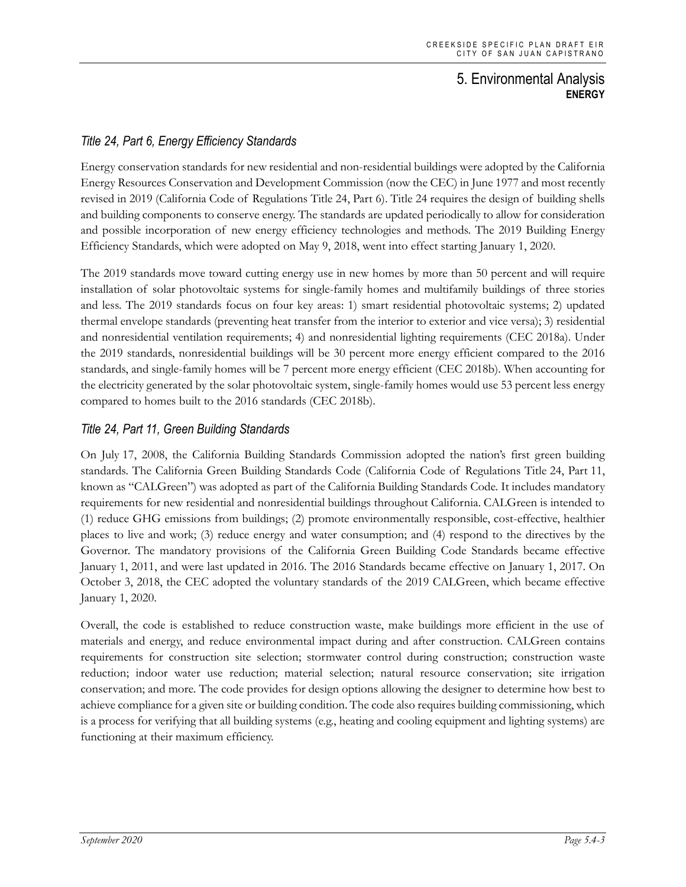### *Title 24, Part 6, Energy Efficiency Standards*

Energy conservation standards for new residential and non-residential buildings were adopted by the California Energy Resources Conservation and Development Commission (now the CEC) in June 1977 and most recently revised in 2019 (California Code of Regulations Title 24, Part 6). Title 24 requires the design of building shells and building components to conserve energy. The standards are updated periodically to allow for consideration and possible incorporation of new energy efficiency technologies and methods. The 2019 Building Energy Efficiency Standards, which were adopted on May 9, 2018, went into effect starting January 1, 2020.

The 2019 standards move toward cutting energy use in new homes by more than 50 percent and will require installation of solar photovoltaic systems for single-family homes and multifamily buildings of three stories and less. The 2019 standards focus on four key areas: 1) smart residential photovoltaic systems; 2) updated thermal envelope standards (preventing heat transfer from the interior to exterior and vice versa); 3) residential and nonresidential ventilation requirements; 4) and nonresidential lighting requirements (CEC 2018a). Under the 2019 standards, nonresidential buildings will be 30 percent more energy efficient compared to the 2016 standards, and single-family homes will be 7 percent more energy efficient (CEC 2018b). When accounting for the electricity generated by the solar photovoltaic system, single-family homes would use 53 percent less energy compared to homes built to the 2016 standards (CEC 2018b).

### *Title 24, Part 11, Green Building Standards*

On July 17, 2008, the California Building Standards Commission adopted the nation's first green building standards. The California Green Building Standards Code (California Code of Regulations Title 24, Part 11, known as "CALGreen") was adopted as part of the California Building Standards Code. It includes mandatory requirements for new residential and nonresidential buildings throughout California. CALGreen is intended to (1) reduce GHG emissions from buildings; (2) promote environmentally responsible, cost-effective, healthier places to live and work; (3) reduce energy and water consumption; and (4) respond to the directives by the Governor. The mandatory provisions of the California Green Building Code Standards became effective January 1, 2011, and were last updated in 2016. The 2016 Standards became effective on January 1, 2017. On October 3, 2018, the CEC adopted the voluntary standards of the 2019 CALGreen, which became effective January 1, 2020.

Overall, the code is established to reduce construction waste, make buildings more efficient in the use of materials and energy, and reduce environmental impact during and after construction. CALGreen contains requirements for construction site selection; stormwater control during construction; construction waste reduction; indoor water use reduction; material selection; natural resource conservation; site irrigation conservation; and more. The code provides for design options allowing the designer to determine how best to achieve compliance for a given site or building condition. The code also requires building commissioning, which is a process for verifying that all building systems (e.g., heating and cooling equipment and lighting systems) are functioning at their maximum efficiency.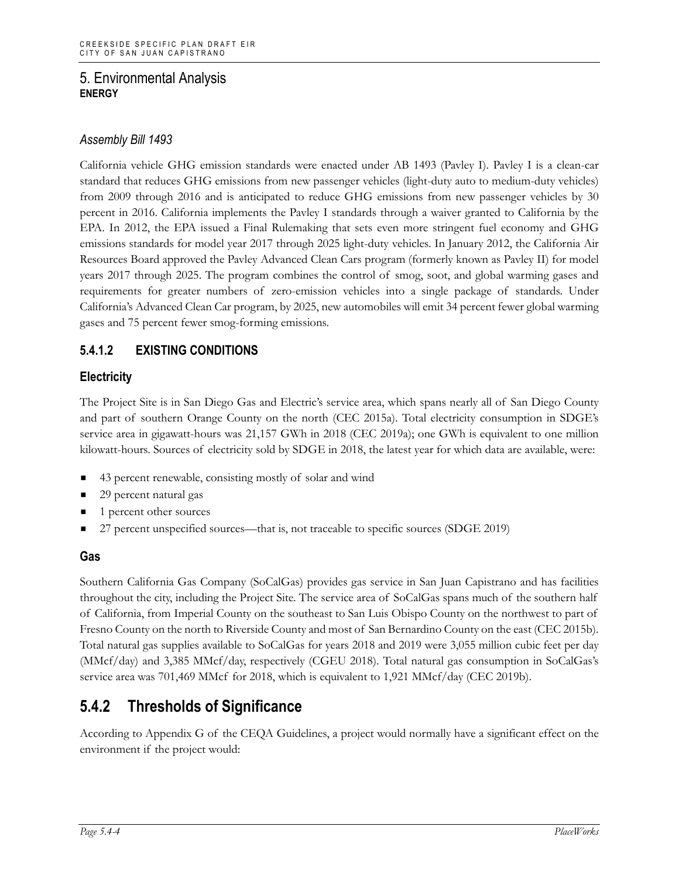### *Assembly Bill 1493*

California vehicle GHG emission standards were enacted under AB 1493 (Pavley I). Pavley I is a clean-car standard that reduces GHG emissions from new passenger vehicles (light-duty auto to medium-duty vehicles) from 2009 through 2016 and is anticipated to reduce GHG emissions from new passenger vehicles by 30 percent in 2016. California implements the Pavley I standards through a waiver granted to California by the EPA. In 2012, the EPA issued a Final Rulemaking that sets even more stringent fuel economy and GHG emissions standards for model year 2017 through 2025 light-duty vehicles. In January 2012, the California Air Resources Board approved the Pavley Advanced Clean Cars program (formerly known as Pavley II) for model years 2017 through 2025. The program combines the control of smog, soot, and global warming gases and requirements for greater numbers of zero-emission vehicles into a single package of standards. Under California's Advanced Clean Car program, by 2025, new automobiles will emit 34 percent fewer global warming gases and 75 percent fewer smog-forming emissions.

### 5.4.1.2 EXISTING CONDITIONS

#### Electricity

The Project Site is in San Diego Gas and Electric's service area, which spans nearly all of San Diego County and part of southern Orange County on the north (CEC 2015a). Total electricity consumption in SDGE's service area in gigawatt-hours was 21,157 GWh in 2018 (CEC 2019a); one GWh is equivalent to one million kilowatt-hours. Sources of electricity sold by SDGE in 2018, the latest year for which data are available, were:

- 43 percent renewable, consisting mostly of solar and wind
- 29 percent natural gas
- 1 percent other sources
- 27 percent unspecified sources—that is, not traceable to specific sources (SDGE 2019)

#### Gas

Southern California Gas Company (SoCalGas) provides gas service in San Juan Capistrano and has facilities throughout the city, including the Project Site. The service area of SoCalGas spans much of the southern half of California, from Imperial County on the southeast to San Luis Obispo County on the northwest to part of Fresno County on the north to Riverside County and most of San Bernardino County on the east (CEC 2015b). Total natural gas supplies available to SoCalGas for years 2018 and 2019 were 3,055 million cubic feet per day (MMcf/day) and 3,385 MMcf/day, respectively (CGEU 2018). Total natural gas consumption in SoCalGas's service area was 701,469 MMcf for 2018, which is equivalent to 1,921 MMcf/day (CEC 2019b).

## 5.4.2 Thresholds of Significance

According to Appendix G of the CEQA Guidelines, a project would normally have a significant effect on the environment if the project would: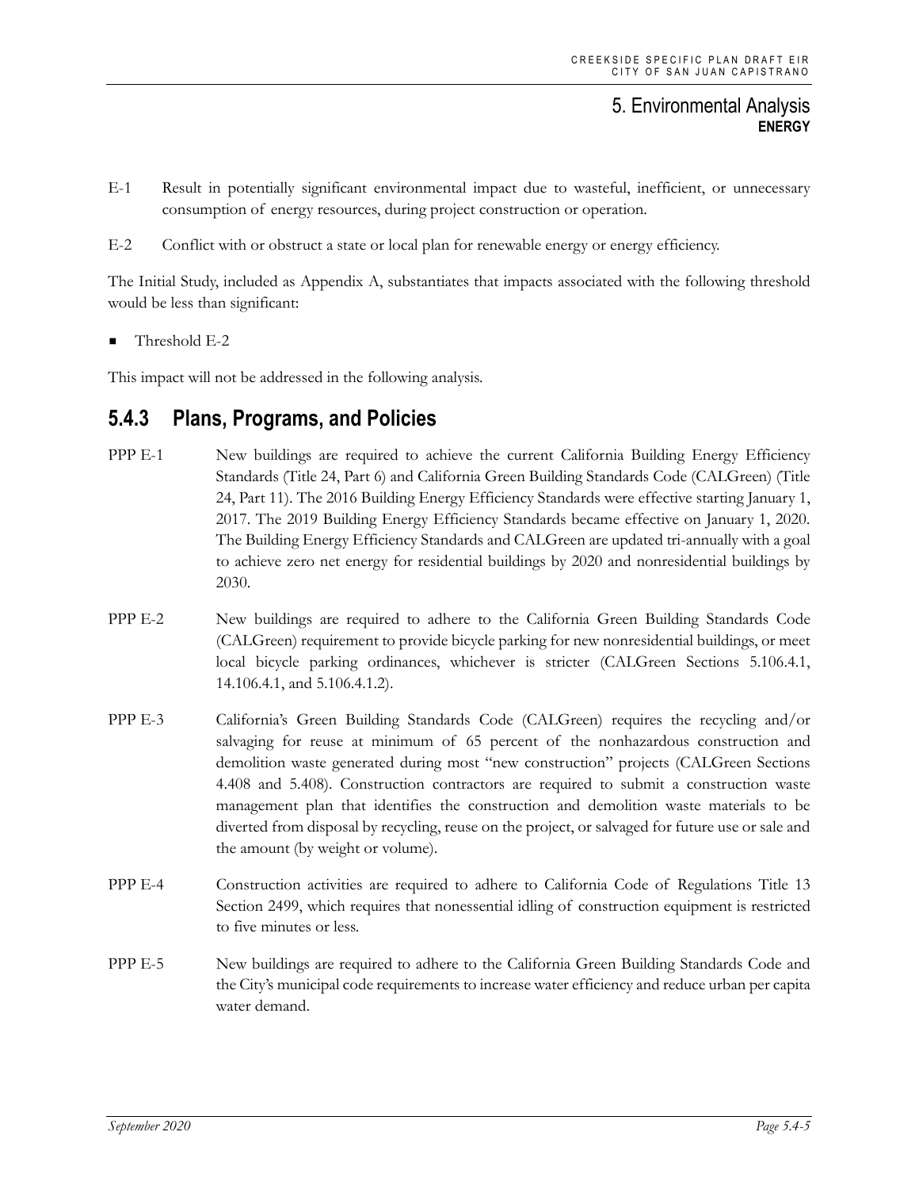E-1 Result in potentially significant environmental impact due to wasteful, inefficient, or unnecessary consumption of energy resources, during project construction or operation.

E-2 Conflict with or obstruct a state or local plan for renewable energy or energy efficiency.

The Initial Study, included as Appendix A, substantiates that impacts associated with the following threshold would be less than significant:

- Threshold E-2

This impact will not be addressed in the following analysis.

## 5.4.3 Plans, Programs, and Policies

PPP E-1 New buildings are required to achieve the current California Building Energy Efficiency Standards (Title 24, Part 6) and California Green Building Standards Code (CALGreen) (Title 24, Part 11). The 2016 Building Energy Efficiency Standards were effective starting January 1, 2017. The 2019 Building Energy Efficiency Standards became effective on January 1, 2020. The Building Energy Efficiency Standards and CALGreen are updated tri-annually with a goal to achieve zero net energy for residential buildings by 2020 and nonresidential buildings by 2030.

PPP E-2 New buildings are required to adhere to the California Green Building Standards Code (CALGreen) requirement to provide bicycle parking for new nonresidential buildings, or meet local bicycle parking ordinances, whichever is stricter (CALGreen Sections 5.106.4.1, 14.106.4.1, and 5.106.4.1.2).

PPP E-3 California's Green Building Standards Code (CALGreen) requires the recycling and/or salvaging for reuse at minimum of 65 percent of the nonhazardous construction and demolition waste generated during most "new construction" projects (CALGreen Sections 4.408 and 5.408). Construction contractors are required to submit a construction waste management plan that identifies the construction and demolition waste materials to be diverted from disposal by recycling, reuse on the project, or salvaged for future use or sale and the amount (by weight or volume).

PPP E-4 Construction activities are required to adhere to California Code of Regulations Title 13 Section 2499, which requires that nonessential idling of construction equipment is restricted to five minutes or less.

PPP E-5 New buildings are required to adhere to the California Green Building Standards Code and the City's municipal code requirements to increase water efficiency and reduce urban per capita water demand.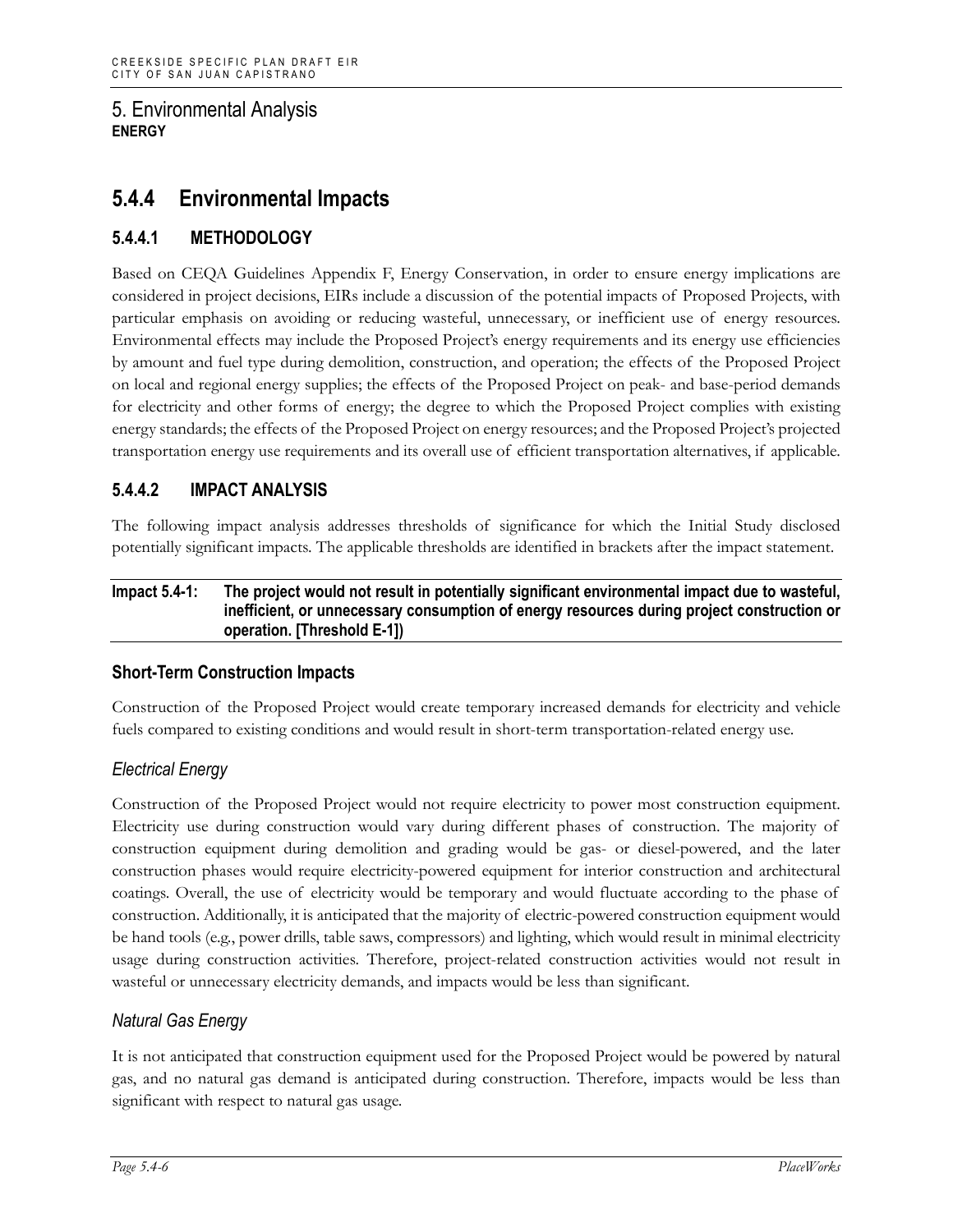# 5. Environmental Analysis
**ENERGY**

## 5.4.4 Environmental Impacts

### 5.4.4.1 METHODOLOGY

Based on CEQA Guidelines Appendix F, Energy Conservation, in order to ensure energy implications are considered in project decisions, EIRs include a discussion of the potential impacts of Proposed Projects, with particular emphasis on avoiding or reducing wasteful, unnecessary, or inefficient use of energy resources. Environmental effects may include the Proposed Project's energy requirements and its energy use efficiencies by amount and fuel type during demolition, construction, and operation; the effects of the Proposed Project on local and regional energy supplies; the effects of the Proposed Project on peak- and base-period demands for electricity and other forms of energy; the degree to which the Proposed Project complies with existing energy standards; the effects of the Proposed Project on energy resources; and the Proposed Project's projected transportation energy use requirements and its overall use of efficient transportation alternatives, if applicable.

### 5.4.4.2 IMPACT ANALYSIS

The following impact analysis addresses thresholds of significance for which the Initial Study disclosed potentially significant impacts. The applicable thresholds are identified in brackets after the impact statement.

**Impact 5.4-1: The project would not result in potentially significant environmental impact due to wasteful, inefficient, or unnecessary consumption of energy resources during project construction or operation. [Threshold E-1])**

#### Short-Term Construction Impacts

Construction of the Proposed Project would create temporary increased demands for electricity and vehicle fuels compared to existing conditions and would result in short-term transportation-related energy use.

##### *Electrical Energy*

Construction of the Proposed Project would not require electricity to power most construction equipment. Electricity use during construction would vary during different phases of construction. The majority of construction equipment during demolition and grading would be gas- or diesel-powered, and the later construction phases would require electricity-powered equipment for interior construction and architectural coatings. Overall, the use of electricity would be temporary and would fluctuate according to the phase of construction. Additionally, it is anticipated that the majority of electric-powered construction equipment would be hand tools (e.g., power drills, table saws, compressors) and lighting, which would result in minimal electricity usage during construction activities. Therefore, project-related construction activities would not result in wasteful or unnecessary electricity demands, and impacts would be less than significant.

##### *Natural Gas Energy*

It is not anticipated that construction equipment used for the Proposed Project would be powered by natural gas, and no natural gas demand is anticipated during construction. Therefore, impacts would be less than significant with respect to natural gas usage.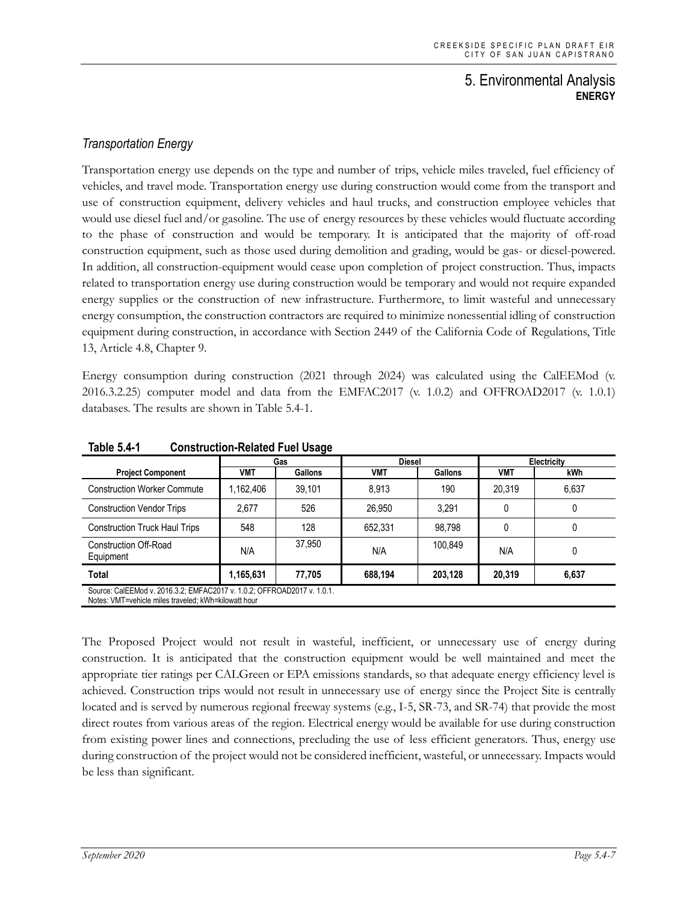### *Transportation Energy*

Transportation energy use depends on the type and number of trips, vehicle miles traveled, fuel efficiency of vehicles, and travel mode. Transportation energy use during construction would come from the transport and use of construction equipment, delivery vehicles and haul trucks, and construction employee vehicles that would use diesel fuel and/or gasoline. The use of energy resources by these vehicles would fluctuate according to the phase of construction and would be temporary. It is anticipated that the majority of off-road construction equipment, such as those used during demolition and grading, would be gas- or diesel-powered. In addition, all construction-equipment would cease upon completion of project construction. Thus, impacts related to transportation energy use during construction would be temporary and would not require expanded energy supplies or the construction of new infrastructure. Furthermore, to limit wasteful and unnecessary energy consumption, the construction contractors are required to minimize nonessential idling of construction equipment during construction, in accordance with Section 2449 of the California Code of Regulations, Title 13, Article 4.8, Chapter 9.

Energy consumption during construction (2021 through 2024) was calculated using the CalEEMod (v. 2016.3.2.25) computer model and data from the EMFAC2017 (v. 1.0.2) and OFFROAD2017 (v. 1.0.1) databases. The results are shown in Table 5.4-1.

**Table 5.4-1 Construction-Related Fuel Usage**

| | Gas | | Diesel | | Electricity | |
|---|---|---|---|---|---|---|
| **Project Component** | **VMT** | **Gallons** | **VMT** | **Gallons** | **VMT** | **kWh** |
| Construction Worker Commute | 1,162,406 | 39,101 | 8,913 | 190 | 20,319 | 6,637 |
| Construction Vendor Trips | 2,677 | 526 | 26,950 | 3,291 | 0 | 0 |
| Construction Truck Haul Trips | 548 | 128 | 652,331 | 98,798 | 0 | 0 |
| Construction Off-Road Equipment | N/A | 37,950 | N/A | 100,849 | N/A | 0 |
| **Total** | **1,165,631** | **77,705** | **688,194** | **203,128** | **20,319** | **6,637** |

Source: CalEEMod v. 2016.3.2; EMFAC2017 v. 1.0.2; OFFROAD2017 v. 1.0.1.
Notes: VMT=vehicle miles traveled; kWh=kilowatt hour

The Proposed Project would not result in wasteful, inefficient, or unnecessary use of energy during construction. It is anticipated that the construction equipment would be well maintained and meet the appropriate tier ratings per CALGreen or EPA emissions standards, so that adequate energy efficiency level is achieved. Construction trips would not result in unnecessary use of energy since the Project Site is centrally located and is served by numerous regional freeway systems (e.g., I-5, SR-73, and SR-74) that provide the most direct routes from various areas of the region. Electrical energy would be available for use during construction from existing power lines and connections, precluding the use of less efficient generators. Thus, energy use during construction of the project would not be considered inefficient, wasteful, or unnecessary. Impacts would be less than significant.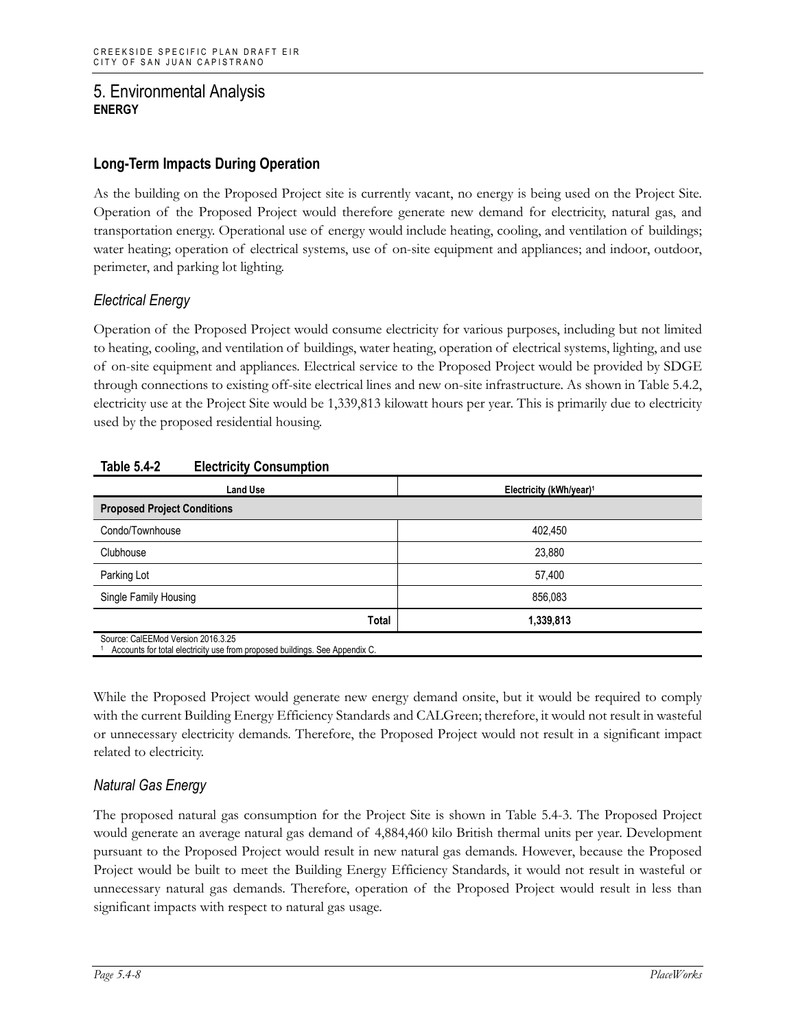# 5. Environmental Analysis

**ENERGY**

## Long-Term Impacts During Operation

As the building on the Proposed Project site is currently vacant, no energy is being used on the Project Site. Operation of the Proposed Project would therefore generate new demand for electricity, natural gas, and transportation energy. Operational use of energy would include heating, cooling, and ventilation of buildings; water heating; operation of electrical systems, use of on-site equipment and appliances; and indoor, outdoor, perimeter, and parking lot lighting.

### *Electrical Energy*

Operation of the Proposed Project would consume electricity for various purposes, including but not limited to heating, cooling, and ventilation of buildings, water heating, operation of electrical systems, lighting, and use of on-site equipment and appliances. Electrical service to the Proposed Project would be provided by SDGE through connections to existing off-site electrical lines and new on-site infrastructure. As shown in Table 5.4.2, electricity use at the Project Site would be 1,339,813 kilowatt hours per year. This is primarily due to electricity used by the proposed residential housing.

**Table 5.4-2 Electricity Consumption**

| Land Use | Electricity (kWh/year)[1] |
|---|---|
| **Proposed Project Conditions** | |
| Condo/Townhouse | 402,450 |
| Clubhouse | 23,880 |
| Parking Lot | 57,400 |
| Single Family Housing | 856,083 |
| **Total** | **1,339,813** |

Source: CalEEMod Version 2016.3.25
[1] Accounts for total electricity use from proposed buildings. See Appendix C.

While the Proposed Project would generate new energy demand onsite, but it would be required to comply with the current Building Energy Efficiency Standards and CALGreen; therefore, it would not result in wasteful or unnecessary electricity demands. Therefore, the Proposed Project would not result in a significant impact related to electricity.

### *Natural Gas Energy*

The proposed natural gas consumption for the Project Site is shown in Table 5.4-3. The Proposed Project would generate an average natural gas demand of 4,884,460 kilo British thermal units per year. Development pursuant to the Proposed Project would result in new natural gas demands. However, because the Proposed Project would be built to meet the Building Energy Efficiency Standards, it would not result in wasteful or unnecessary natural gas demands. Therefore, operation of the Proposed Project would result in less than significant impacts with respect to natural gas usage.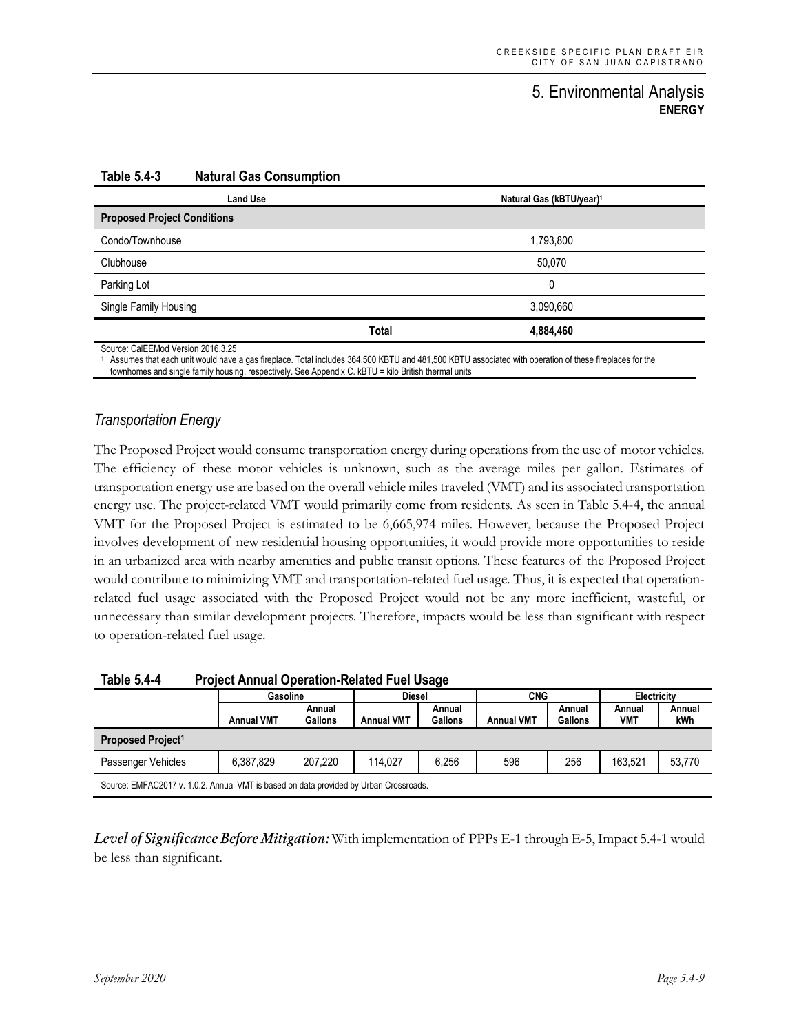**Table 5.4-3 Natural Gas Consumption**

| Land Use | Natural Gas (kBTU/year)[1] |
|---|---|
| **Proposed Project Conditions** | |
| Condo/Townhouse | 1,793,800 |
| Clubhouse | 50,070 |
| Parking Lot | 0 |
| Single Family Housing | 3,090,660 |
| **Total** | **4,884,460** |

Source: CalEEMod Version 2016.3.25

[1] Assumes that each unit would have a gas fireplace. Total includes 364,500 KBTU and 481,500 KBTU associated with operation of these fireplaces for the townhomes and single family housing, respectively. See Appendix C. kBTU = kilo British thermal units

### *Transportation Energy*

The Proposed Project would consume transportation energy during operations from the use of motor vehicles. The efficiency of these motor vehicles is unknown, such as the average miles per gallon. Estimates of transportation energy use are based on the overall vehicle miles traveled (VMT) and its associated transportation energy use. The project-related VMT would primarily come from residents. As seen in Table 5.4-4, the annual VMT for the Proposed Project is estimated to be 6,665,974 miles. However, because the Proposed Project involves development of new residential housing opportunities, it would provide more opportunities to reside in an urbanized area with nearby amenities and public transit options. These features of the Proposed Project would contribute to minimizing VMT and transportation-related fuel usage. Thus, it is expected that operation-related fuel usage associated with the Proposed Project would not be any more inefficient, wasteful, or unnecessary than similar development projects. Therefore, impacts would be less than significant with respect to operation-related fuel usage.

**Table 5.4-4 Project Annual Operation-Related Fuel Usage**

| | Gasoline | | Diesel | | CNG | | Electricity | |
|---|---|---|---|---|---|---|---|---|
| | Annual VMT | Annual Gallons | Annual VMT | Annual Gallons | Annual VMT | Annual Gallons | Annual VMT | Annual kWh |
| **Proposed Project[1]** | | | | | | | | |
| Passenger Vehicles | 6,387,829 | 207,220 | 114,027 | 6,256 | 596 | 256 | 163,521 | 53,770 |

Source: EMFAC2017 v. 1.0.2. Annual VMT is based on data provided by Urban Crossroads.

***Level of Significance Before Mitigation:*** With implementation of PPPs E-1 through E-5, Impact 5.4-1 would be less than significant.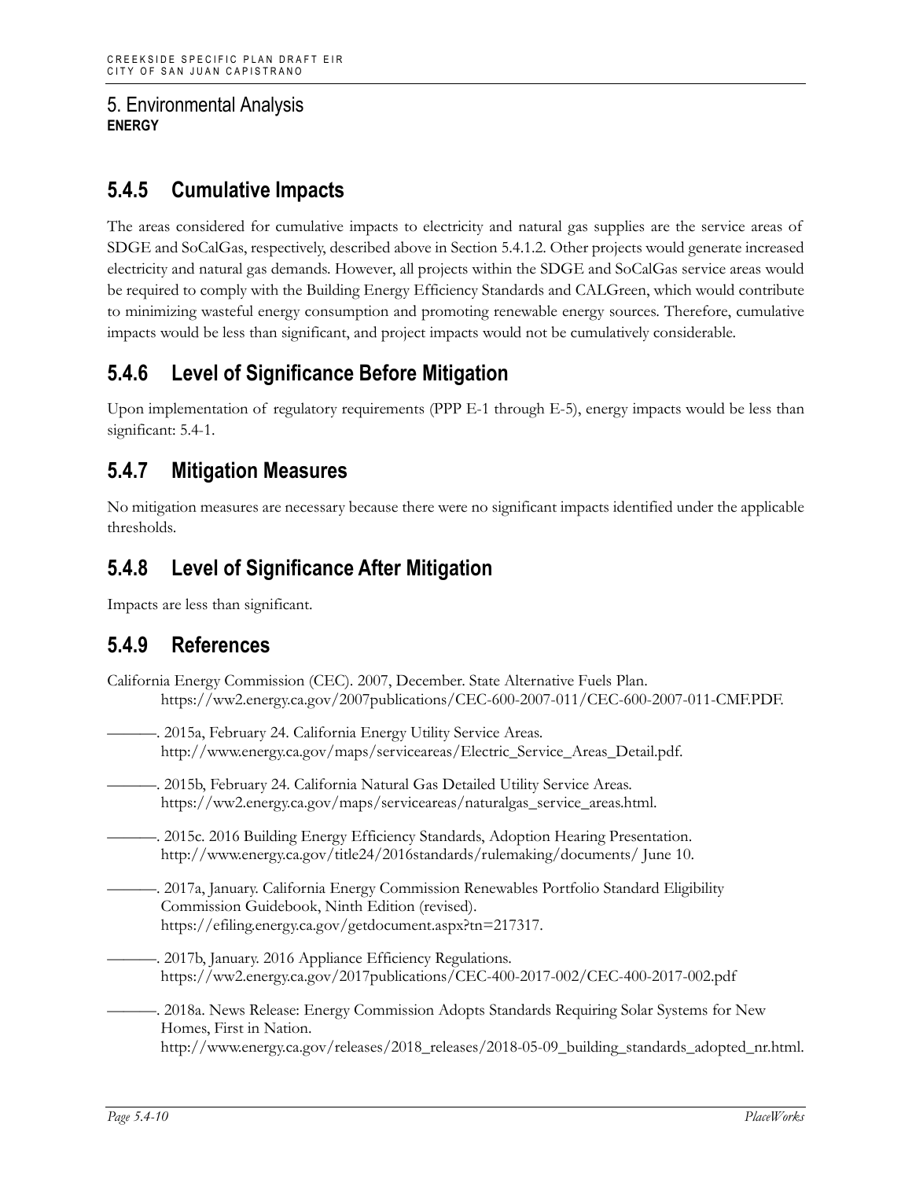## 5.4.5 Cumulative Impacts

The areas considered for cumulative impacts to electricity and natural gas supplies are the service areas of SDGE and SoCalGas, respectively, described above in Section 5.4.1.2. Other projects would generate increased electricity and natural gas demands. However, all projects within the SDGE and SoCalGas service areas would be required to comply with the Building Energy Efficiency Standards and CALGreen, which would contribute to minimizing wasteful energy consumption and promoting renewable energy sources. Therefore, cumulative impacts would be less than significant, and project impacts would not be cumulatively considerable.

## 5.4.6 Level of Significance Before Mitigation

Upon implementation of regulatory requirements (PPP E-1 through E-5), energy impacts would be less than significant: 5.4-1.

## 5.4.7 Mitigation Measures

No mitigation measures are necessary because there were no significant impacts identified under the applicable thresholds.

## 5.4.8 Level of Significance After Mitigation

Impacts are less than significant.

## 5.4.9 References

California Energy Commission (CEC). 2007, December. State Alternative Fuels Plan. https://ww2.energy.ca.gov/2007publications/CEC-600-2007-011/CEC-600-2007-011-CMF.PDF.

———. 2015a, February 24. California Energy Utility Service Areas. http://www.energy.ca.gov/maps/serviceareas/Electric_Service_Areas_Detail.pdf.

———. 2015b, February 24. California Natural Gas Detailed Utility Service Areas. https://ww2.energy.ca.gov/maps/serviceareas/naturalgas_service_areas.html.

———. 2015c. 2016 Building Energy Efficiency Standards, Adoption Hearing Presentation. http://www.energy.ca.gov/title24/2016standards/rulemaking/documents/ June 10.

———. 2017a, January. California Energy Commission Renewables Portfolio Standard Eligibility Commission Guidebook, Ninth Edition (revised). https://efiling.energy.ca.gov/getdocument.aspx?tn=217317.

———. 2017b, January. 2016 Appliance Efficiency Regulations. https://ww2.energy.ca.gov/2017publications/CEC-400-2017-002/CEC-400-2017-002.pdf

———. 2018a. News Release: Energy Commission Adopts Standards Requiring Solar Systems for New Homes, First in Nation. http://www.energy.ca.gov/releases/2018_releases/2018-05-09_building_standards_adopted_nr.html.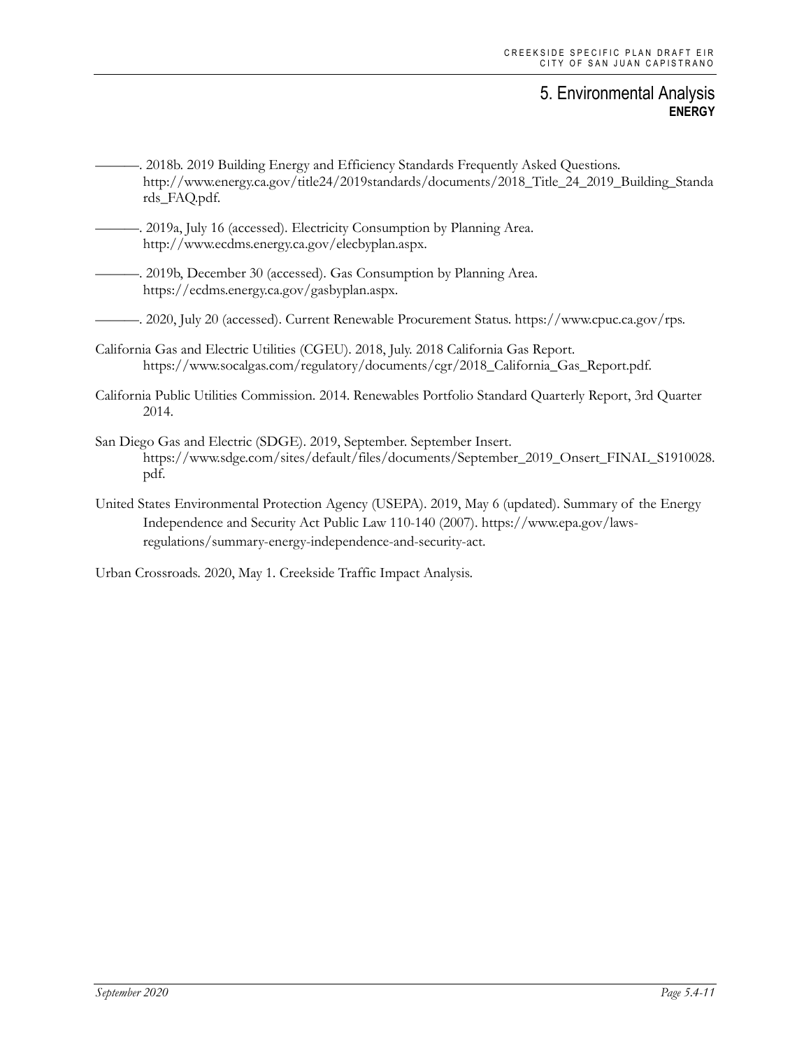———. 2018b. 2019 Building Energy and Efficiency Standards Frequently Asked Questions. http://www.energy.ca.gov/title24/2019standards/documents/2018_Title_24_2019_Building_Standards_FAQ.pdf.

———. 2019a, July 16 (accessed). Electricity Consumption by Planning Area. http://www.ecdms.energy.ca.gov/elecbyplan.aspx.

———. 2019b, December 30 (accessed). Gas Consumption by Planning Area. https://ecdms.energy.ca.gov/gasbyplan.aspx.

———. 2020, July 20 (accessed). Current Renewable Procurement Status. https://www.cpuc.ca.gov/rps.

California Gas and Electric Utilities (CGEU). 2018, July. 2018 California Gas Report. https://www.socalgas.com/regulatory/documents/cgr/2018_California_Gas_Report.pdf.

California Public Utilities Commission. 2014. Renewables Portfolio Standard Quarterly Report, 3rd Quarter 2014.

San Diego Gas and Electric (SDGE). 2019, September. September Insert. https://www.sdge.com/sites/default/files/documents/September_2019_Onsert_FINAL_S1910028.pdf.

United States Environmental Protection Agency (USEPA). 2019, May 6 (updated). Summary of the Energy Independence and Security Act Public Law 110-140 (2007). https://www.epa.gov/laws-regulations/summary-energy-independence-and-security-act.

Urban Crossroads. 2020, May 1. Creekside Traffic Impact Analysis.